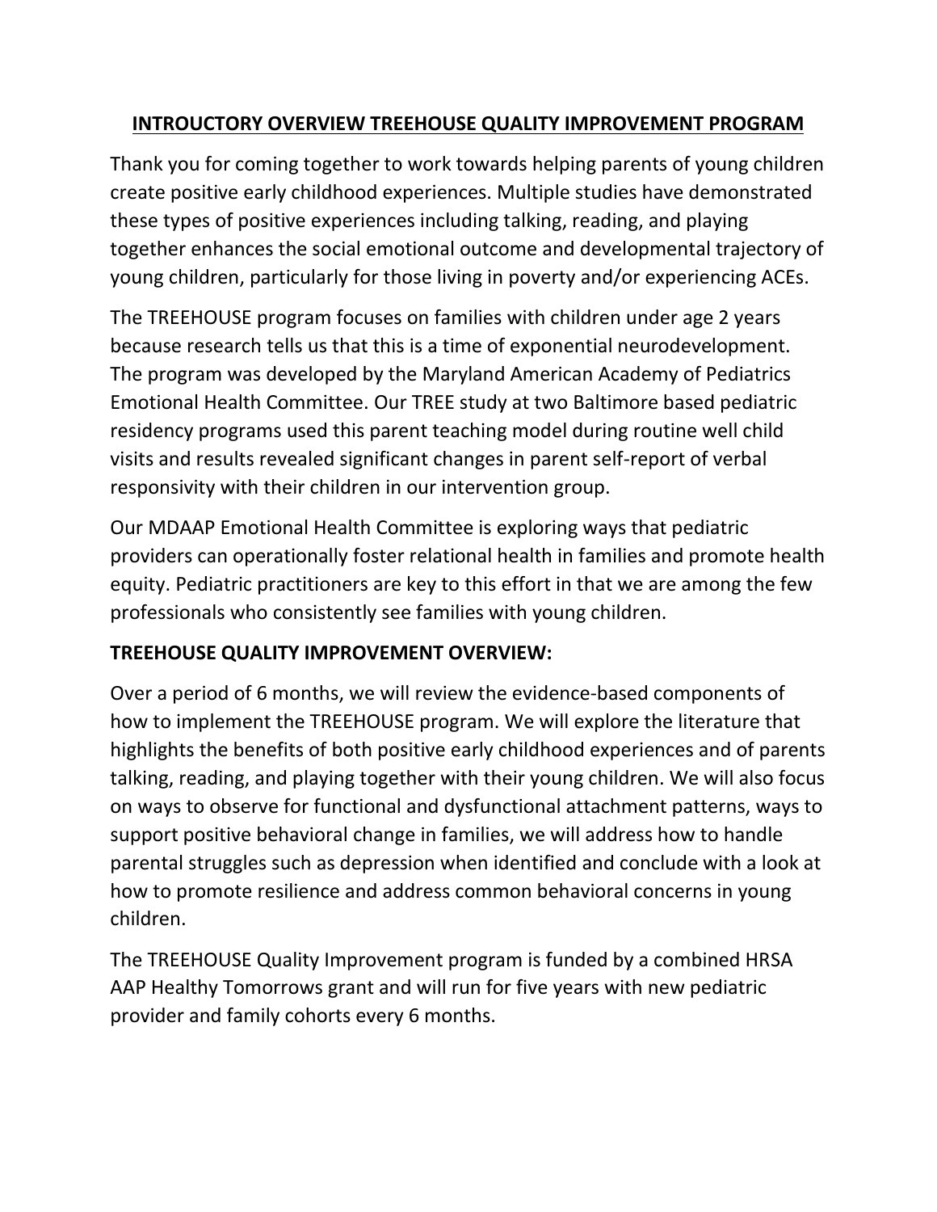# INTROUCTORY OVERVIEW TREEHOUSE QUALITY IMPROVEMENT PROGRAM

Thank you for coming together to work towards helping parents of young children create positive early childhood experiences. Multiple studies have demonstrated these types of positive experiences including talking, reading, and playing together enhances the social emotional outcome and developmental trajectory of young children, particularly for those living in poverty and/or experiencing ACEs.

The TREEHOUSE program focuses on families with children under age 2 years because research tells us that this is a time of exponential neurodevelopment. The program was developed by the Maryland American Academy of Pediatrics Emotional Health Committee. Our TREE study at two Baltimore based pediatric residency programs used this parent teaching model during routine well child visits and results revealed significant changes in parent self-report of verbal responsivity with their children in our intervention group.

Our MDAAP Emotional Health Committee is exploring ways that pediatric providers can operationally foster relational health in families and promote health equity. Pediatric practitioners are key to this effort in that we are among the few professionals who consistently see families with young children.

## TREEHOUSE QUALITY IMPROVEMENT OVERVIEW:

Over a period of 6 months, we will review the evidence-based components of how to implement the TREEHOUSE program. We will explore the literature that highlights the benefits of both positive early childhood experiences and of parents talking, reading, and playing together with their young children. We will also focus on ways to observe for functional and dysfunctional attachment patterns, ways to support positive behavioral change in families, we will address how to handle parental struggles such as depression when identified and conclude with a look at how to promote resilience and address common behavioral concerns in young children.

The TREEHOUSE Quality Improvement program is funded by a combined HRSA AAP Healthy Tomorrows grant and will run for five years with new pediatric provider and family cohorts every 6 months.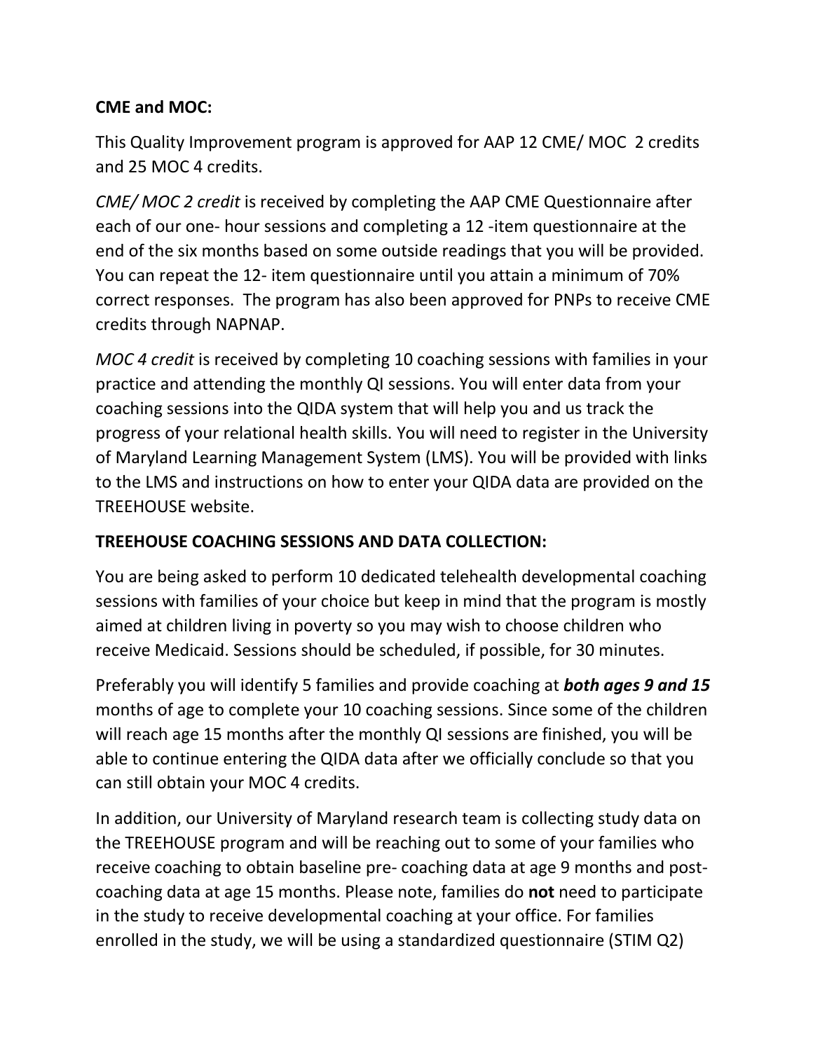**CME and MOC:**

This Quality Improvement program is approved for AAP 12 CME/ MOC 2 credits and 25 MOC 4 credits.

*CME/ MOC 2 credit* is received by completing the AAP CME Questionnaire after each of our one- hour sessions and completing a 12 -item questionnaire at the end of the six months based on some outside readings that you will be provided. You can repeat the 12- item questionnaire until you attain a minimum of 70% correct responses. The program has also been approved for PNPs to receive CME credits through NAPNAP.

*MOC 4 credit* is received by completing 10 coaching sessions with families in your practice and attending the monthly QI sessions. You will enter data from your coaching sessions into the QIDA system that will help you and us track the progress of your relational health skills. You will need to register in the University of Maryland Learning Management System (LMS). You will be provided with links to the LMS and instructions on how to enter your QIDA data are provided on the TREEHOUSE website.

**TREEHOUSE COACHING SESSIONS AND DATA COLLECTION:**

You are being asked to perform 10 dedicated telehealth developmental coaching sessions with families of your choice but keep in mind that the program is mostly aimed at children living in poverty so you may wish to choose children who receive Medicaid. Sessions should be scheduled, if possible, for 30 minutes.

Preferably you will identify 5 families and provide coaching at ***both ages 9 and 15*** months of age to complete your 10 coaching sessions. Since some of the children will reach age 15 months after the monthly QI sessions are finished, you will be able to continue entering the QIDA data after we officially conclude so that you can still obtain your MOC 4 credits.

In addition, our University of Maryland research team is collecting study data on the TREEHOUSE program and will be reaching out to some of your families who receive coaching to obtain baseline pre- coaching data at age 9 months and post-coaching data at age 15 months. Please note, families do **not** need to participate in the study to receive developmental coaching at your office. For families enrolled in the study, we will be using a standardized questionnaire (STIM Q2)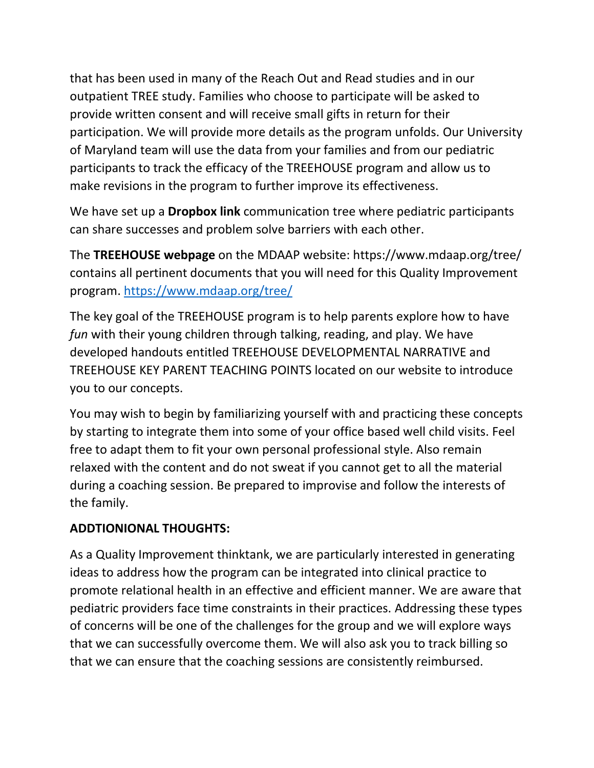that has been used in many of the Reach Out and Read studies and in our outpatient TREE study. Families who choose to participate will be asked to provide written consent and will receive small gifts in return for their participation. We will provide more details as the program unfolds. Our University of Maryland team will use the data from your families and from our pediatric participants to track the efficacy of the TREEHOUSE program and allow us to make revisions in the program to further improve its effectiveness.

We have set up a **Dropbox link** communication tree where pediatric participants can share successes and problem solve barriers with each other.

The **TREEHOUSE webpage** on the MDAAP website: https://www.mdaap.org/tree/ contains all pertinent documents that you will need for this Quality Improvement program. [https://www.mdaap.org/tree/](https://www.mdaap.org/tree/)

The key goal of the TREEHOUSE program is to help parents explore how to have *fun* with their young children through talking, reading, and play. We have developed handouts entitled TREEHOUSE DEVELOPMENTAL NARRATIVE and TREEHOUSE KEY PARENT TEACHING POINTS located on our website to introduce you to our concepts.

You may wish to begin by familiarizing yourself with and practicing these concepts by starting to integrate them into some of your office based well child visits. Feel free to adapt them to fit your own personal professional style. Also remain relaxed with the content and do not sweat if you cannot get to all the material during a coaching session. Be prepared to improvise and follow the interests of the family.

**ADDTIONIONAL THOUGHTS:**

As a Quality Improvement thinktank, we are particularly interested in generating ideas to address how the program can be integrated into clinical practice to promote relational health in an effective and efficient manner. We are aware that pediatric providers face time constraints in their practices. Addressing these types of concerns will be one of the challenges for the group and we will explore ways that we can successfully overcome them. We will also ask you to track billing so that we can ensure that the coaching sessions are consistently reimbursed.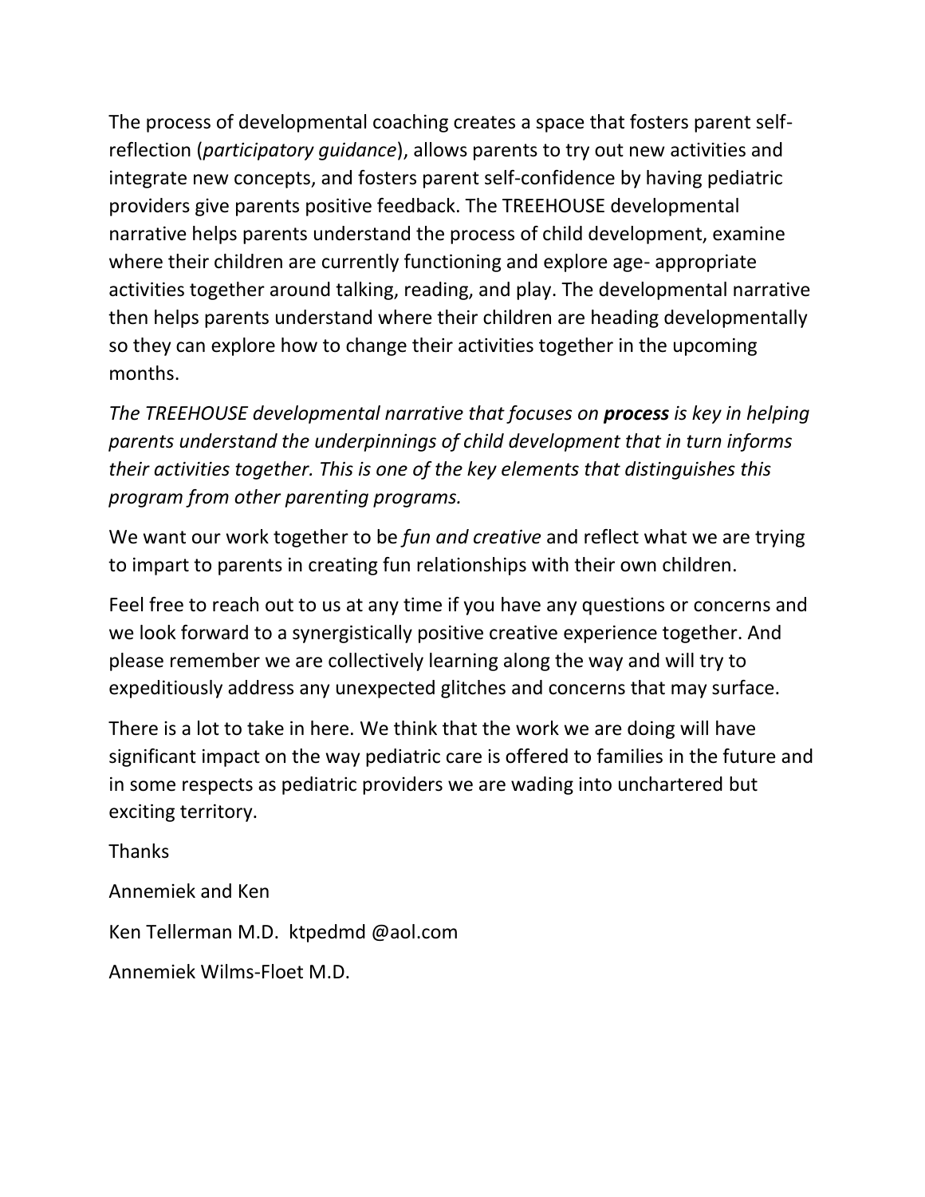The process of developmental coaching creates a space that fosters parent self-reflection (*participatory guidance*), allows parents to try out new activities and integrate new concepts, and fosters parent self-confidence by having pediatric providers give parents positive feedback. The TREEHOUSE developmental narrative helps parents understand the process of child development, examine where their children are currently functioning and explore age- appropriate activities together around talking, reading, and play. The developmental narrative then helps parents understand where their children are heading developmentally so they can explore how to change their activities together in the upcoming months.

*The TREEHOUSE developmental narrative that focuses on* ***process*** *is key in helping parents understand the underpinnings of child development that in turn informs their activities together. This is one of the key elements that distinguishes this program from other parenting programs.*

We want our work together to be *fun and creative* and reflect what we are trying to impart to parents in creating fun relationships with their own children.

Feel free to reach out to us at any time if you have any questions or concerns and we look forward to a synergistically positive creative experience together. And please remember we are collectively learning along the way and will try to expeditiously address any unexpected glitches and concerns that may surface.

There is a lot to take in here. We think that the work we are doing will have significant impact on the way pediatric care is offered to families in the future and in some respects as pediatric providers we are wading into unchartered but exciting territory.

Thanks

Annemiek and Ken

Ken Tellerman M.D. ktpedmd @aol.com

Annemiek Wilms-Floet M.D.